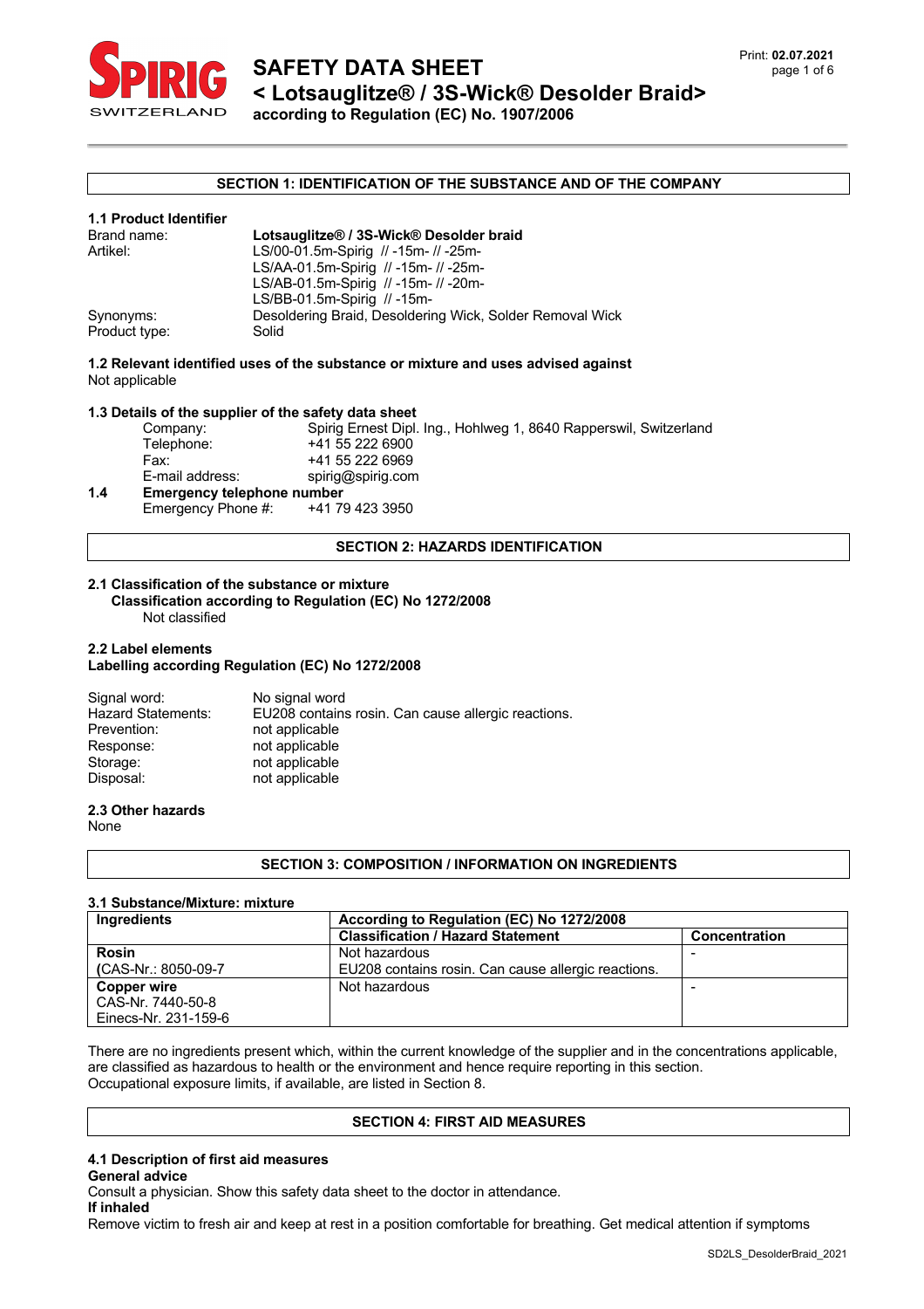# SAFETY DATA SHEET

## < Lotsauglitze® / 3S-Wick® Desolder Braid>

**according to Regulation (EC) No. 1907/2006**

## SECTION 1: IDENTIFICATION OF THE SUBSTANCE AND OF THE COMPANY

### 1.1 Product Identifier

| | |
|---|---|
| Brand name: | **Lotsauglitze® / 3S-Wick® Desolder braid** |
| Artikel: | LS/00-01.5m-Spirig // -15m- // -25m-<br>LS/AA-01.5m-Spirig // -15m- // -25m-<br>LS/AB-01.5m-Spirig // -15m- // -20m-<br>LS/BB-01.5m-Spirig // -15m- |
| Synonyms: | Desoldering Braid, Desoldering Wick, Solder Removal Wick |
| Product type: | Solid |

### 1.2 Relevant identified uses of the substance or mixture and uses advised against

Not applicable

### 1.3 Details of the supplier of the safety data sheet

| | |
|---|---|
| Company: | Spirig Ernest Dipl. Ing., Hohlweg 1, 8640 Rapperswil, Switzerland |
| Telephone: | +41 55 222 6900 |
| Fax: | +41 55 222 6969 |
| E-mail address: | spirig@spirig.com |

### 1.4 Emergency telephone number

Emergency Phone #: +41 79 423 3950

## SECTION 2: HAZARDS IDENTIFICATION

### 2.1 Classification of the substance or mixture

**Classification according to Regulation (EC) No 1272/2008**

Not classified

### 2.2 Label elements

**Labelling according Regulation (EC) No 1272/2008**

| | |
|---|---|
| Signal word: | No signal word |
| Hazard Statements: | EU208 contains rosin. Can cause allergic reactions. |
| Prevention: | not applicable |
| Response: | not applicable |
| Storage: | not applicable |
| Disposal: | not applicable |

### 2.3 Other hazards

None

## SECTION 3: COMPOSITION / INFORMATION ON INGREDIENTS

### 3.1 Substance/Mixture: mixture

| Ingredients | According to Regulation (EC) No 1272/2008 | |
|---|---|---|
| | **Classification / Hazard Statement** | **Concentration** |
| **Rosin**<br>(CAS-Nr.: 8050-09-7 | Not hazardous<br>EU208 contains rosin. Can cause allergic reactions. | - |
| **Copper wire**<br>CAS-Nr. 7440-50-8<br>Einecs-Nr. 231-159-6 | Not hazardous | - |

There are no ingredients present which, within the current knowledge of the supplier and in the concentrations applicable, are classified as hazardous to health or the environment and hence require reporting in this section.
Occupational exposure limits, if available, are listed in Section 8.

## SECTION 4: FIRST AID MEASURES

### 4.1 Description of first aid measures

**General advice**

Consult a physician. Show this safety data sheet to the doctor in attendance.

**If inhaled**

Remove victim to fresh air and keep at rest in a position comfortable for breathing. Get medical attention if symptoms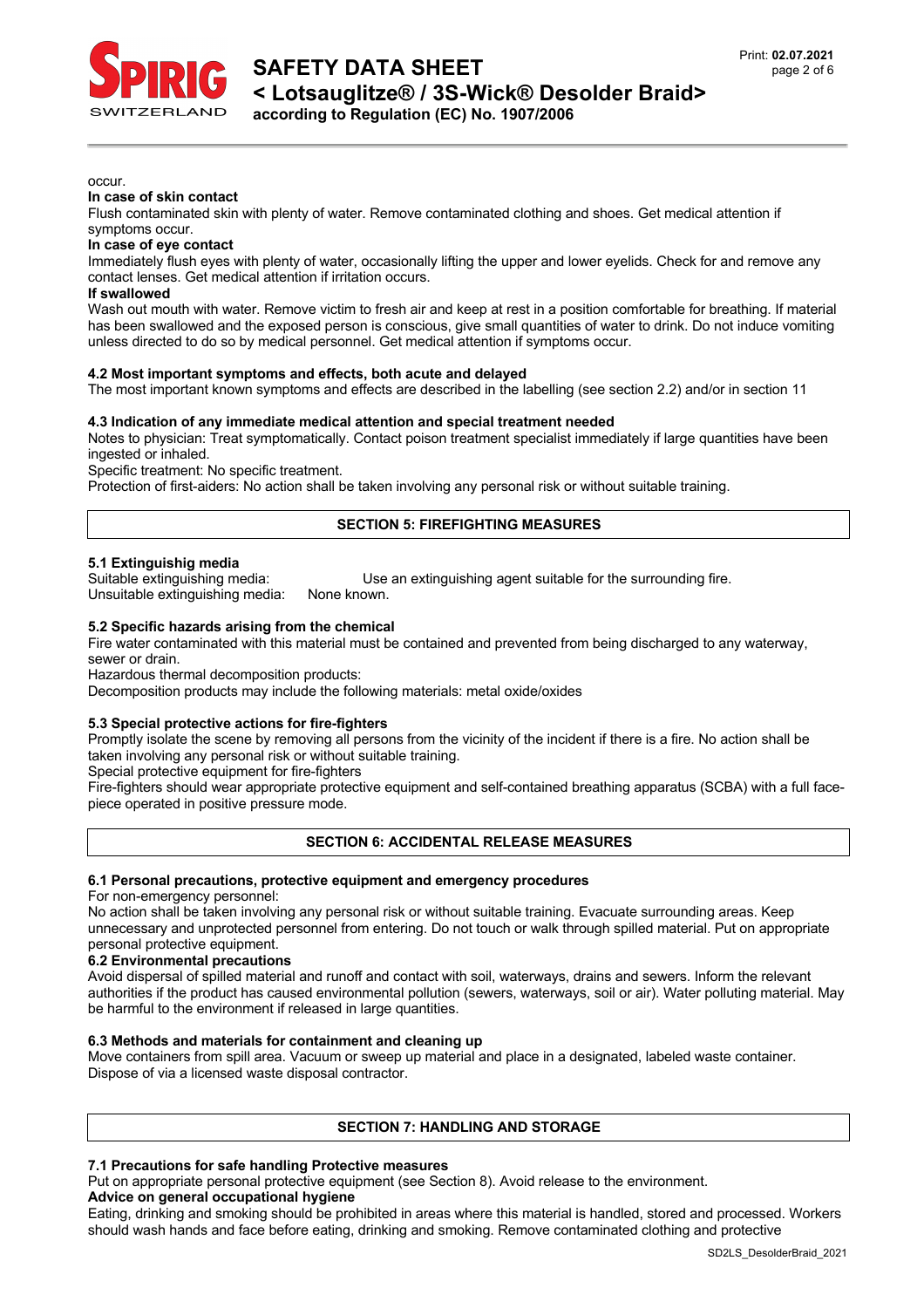occur.

**In case of skin contact**

Flush contaminated skin with plenty of water. Remove contaminated clothing and shoes. Get medical attention if symptoms occur.

**In case of eye contact**

Immediately flush eyes with plenty of water, occasionally lifting the upper and lower eyelids. Check for and remove any contact lenses. Get medical attention if irritation occurs.

**If swallowed**

Wash out mouth with water. Remove victim to fresh air and keep at rest in a position comfortable for breathing. If material has been swallowed and the exposed person is conscious, give small quantities of water to drink. Do not induce vomiting unless directed to do so by medical personnel. Get medical attention if symptoms occur.

### 4.2 Most important symptoms and effects, both acute and delayed

The most important known symptoms and effects are described in the labelling (see section 2.2) and/or in section 11

### 4.3 Indication of any immediate medical attention and special treatment needed

Notes to physician: Treat symptomatically. Contact poison treatment specialist immediately if large quantities have been ingested or inhaled.

Specific treatment: No specific treatment.

Protection of first-aiders: No action shall be taken involving any personal risk or without suitable training.

## SECTION 5: FIREFIGHTING MEASURES

### 5.1 Extinguishig media

Suitable extinguishing media: Use an extinguishing agent suitable for the surrounding fire.

Unsuitable extinguishing media: None known.

### 5.2 Specific hazards arising from the chemical

Fire water contaminated with this material must be contained and prevented from being discharged to any waterway, sewer or drain.

Hazardous thermal decomposition products:

Decomposition products may include the following materials: metal oxide/oxides

### 5.3 Special protective actions for fire-fighters

Promptly isolate the scene by removing all persons from the vicinity of the incident if there is a fire. No action shall be taken involving any personal risk or without suitable training.

Special protective equipment for fire-fighters

Fire-fighters should wear appropriate protective equipment and self-contained breathing apparatus (SCBA) with a full face-piece operated in positive pressure mode.

## SECTION 6: ACCIDENTAL RELEASE MEASURES

### 6.1 Personal precautions, protective equipment and emergency procedures

For non-emergency personnel:

No action shall be taken involving any personal risk or without suitable training. Evacuate surrounding areas. Keep unnecessary and unprotected personnel from entering. Do not touch or walk through spilled material. Put on appropriate personal protective equipment.

### 6.2 Environmental precautions

Avoid dispersal of spilled material and runoff and contact with soil, waterways, drains and sewers. Inform the relevant authorities if the product has caused environmental pollution (sewers, waterways, soil or air). Water polluting material. May be harmful to the environment if released in large quantities.

### 6.3 Methods and materials for containment and cleaning up

Move containers from spill area. Vacuum or sweep up material and place in a designated, labeled waste container. Dispose of via a licensed waste disposal contractor.

## SECTION 7: HANDLING AND STORAGE

### 7.1 Precautions for safe handling Protective measures

Put on appropriate personal protective equipment (see Section 8). Avoid release to the environment.

**Advice on general occupational hygiene**

Eating, drinking and smoking should be prohibited in areas where this material is handled, stored and processed. Workers should wash hands and face before eating, drinking and smoking. Remove contaminated clothing and protective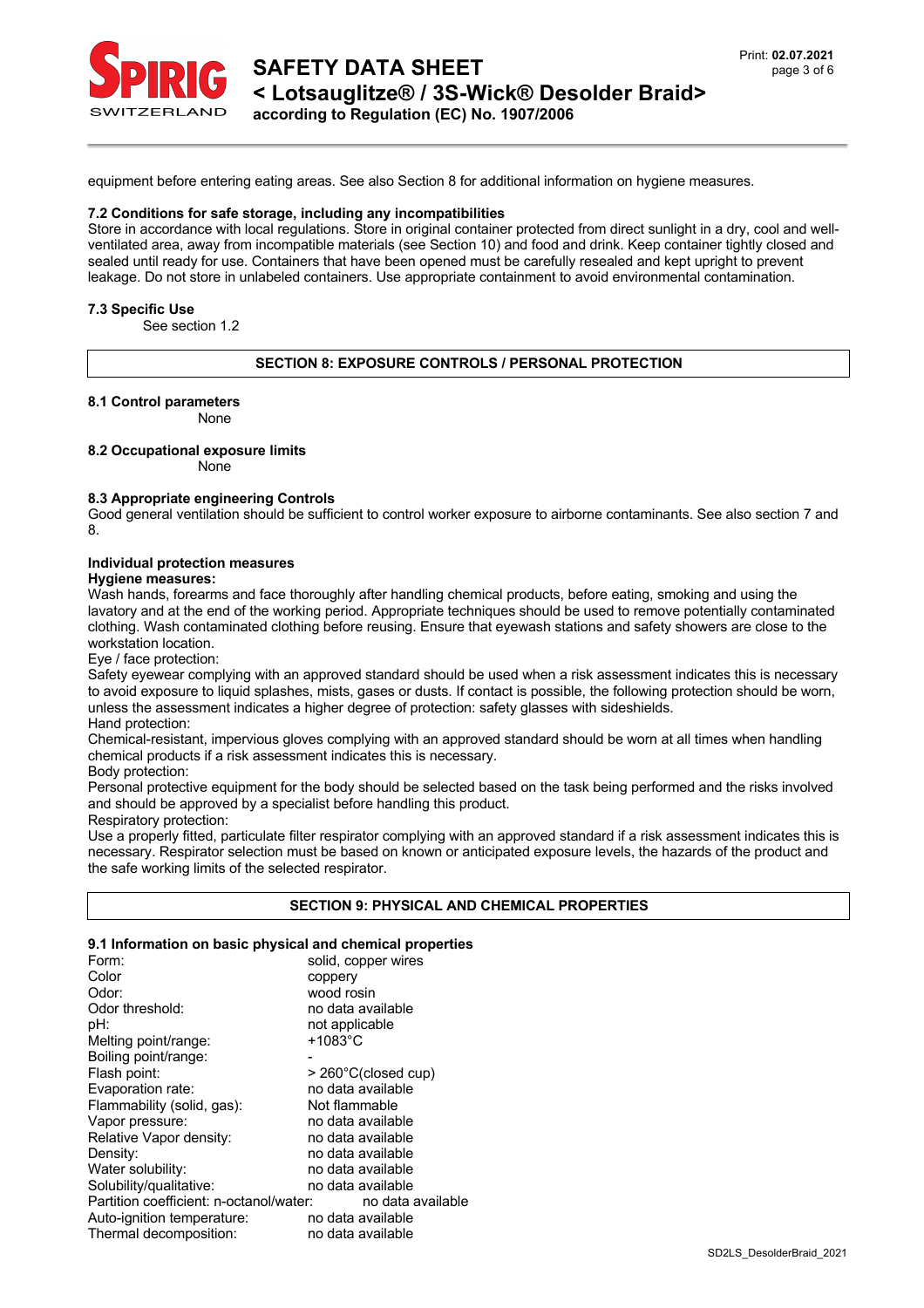equipment before entering eating areas. See also Section 8 for additional information on hygiene measures.

### 7.2 Conditions for safe storage, including any incompatibilities

Store in accordance with local regulations. Store in original container protected from direct sunlight in a dry, cool and well-ventilated area, away from incompatible materials (see Section 10) and food and drink. Keep container tightly closed and sealed until ready for use. Containers that have been opened must be carefully resealed and kept upright to prevent leakage. Do not store in unlabeled containers. Use appropriate containment to avoid environmental contamination.

### 7.3 Specific Use

See section 1.2

## SECTION 8: EXPOSURE CONTROLS / PERSONAL PROTECTION

### 8.1 Control parameters

None

### 8.2 Occupational exposure limits

None

### 8.3 Appropriate engineering Controls

Good general ventilation should be sufficient to control worker exposure to airborne contaminants. See also section 7 and 8.

### Individual protection measures

**Hygiene measures:**

Wash hands, forearms and face thoroughly after handling chemical products, before eating, smoking and using the lavatory and at the end of the working period. Appropriate techniques should be used to remove potentially contaminated clothing. Wash contaminated clothing before reusing. Ensure that eyewash stations and safety showers are close to the workstation location.

Eye / face protection:

Safety eyewear complying with an approved standard should be used when a risk assessment indicates this is necessary to avoid exposure to liquid splashes, mists, gases or dusts. If contact is possible, the following protection should be worn, unless the assessment indicates a higher degree of protection: safety glasses with sideshields.

Hand protection:

Chemical-resistant, impervious gloves complying with an approved standard should be worn at all times when handling chemical products if a risk assessment indicates this is necessary.

Body protection:

Personal protective equipment for the body should be selected based on the task being performed and the risks involved and should be approved by a specialist before handling this product.

Respiratory protection:

Use a properly fitted, particulate filter respirator complying with an approved standard if a risk assessment indicates this is necessary. Respirator selection must be based on known or anticipated exposure levels, the hazards of the product and the safe working limits of the selected respirator.

## SECTION 9: PHYSICAL AND CHEMICAL PROPERTIES

### 9.1 Information on basic physical and chemical properties

| Property | Value |
|---|---|
| Form: | solid, copper wires |
| Color | coppery |
| Odor: | wood rosin |
| Odor threshold: | no data available |
| pH: | not applicable |
| Melting point/range: | +1083°C |
| Boiling point/range: | - |
| Flash point: | > 260°C(closed cup) |
| Evaporation rate: | no data available |
| Flammability (solid, gas): | Not flammable |
| Vapor pressure: | no data available |
| Relative Vapor density: | no data available |
| Density: | no data available |
| Water solubility: | no data available |
| Solubility/qualitative: | no data available |
| Partition coefficient: n-octanol/water: | no data available |
| Auto-ignition temperature: | no data available |
| Thermal decomposition: | no data available |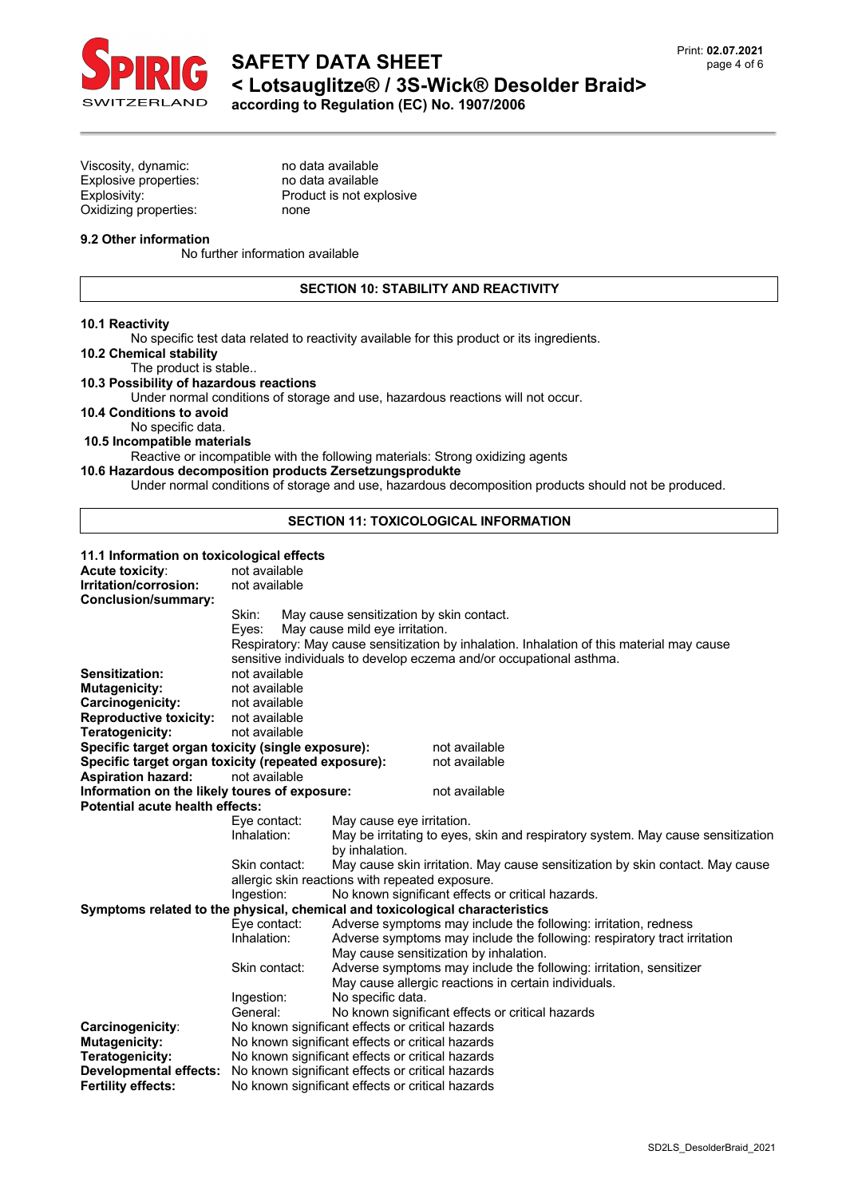Viscosity, dynamic: no data available
Explosive properties: no data available
Explosivity: Product is not explosive
Oxidizing properties: none

**9.2 Other information**

No further information available

## SECTION 10: STABILITY AND REACTIVITY

**10.1 Reactivity**

No specific test data related to reactivity available for this product or its ingredients.

**10.2 Chemical stability**

The product is stable..

**10.3 Possibility of hazardous reactions**

Under normal conditions of storage and use, hazardous reactions will not occur.

**10.4 Conditions to avoid**

No specific data.

**10.5 Incompatible materials**

Reactive or incompatible with the following materials: Strong oxidizing agents

**10.6 Hazardous decomposition products Zersetzungsprodukte**

Under normal conditions of storage and use, hazardous decomposition products should not be produced.

## SECTION 11: TOXICOLOGICAL INFORMATION

**11.1 Information on toxicological effects**

**Acute toxicity**: not available
**Irritation/corrosion:** not available
**Conclusion/summary:**

Skin: May cause sensitization by skin contact.
Eyes: May cause mild eye irritation.
Respiratory: May cause sensitization by inhalation. Inhalation of this material may cause sensitive individuals to develop eczema and/or occupational asthma.

**Sensitization:** not available
**Mutagenicity:** not available
**Carcinogenicity:** not available
**Reproductive toxicity:** not available
**Teratogenicity:** not available
**Specific target organ toxicity (single exposure):** not available
**Specific target organ toxicity (repeated exposure):** not available
**Aspiration hazard:** not available
**Information on the likely toures of exposure:** not available
**Potential acute health effects:**

Eye contact: May cause eye irritation.
Inhalation: May be irritating to eyes, skin and respiratory system. May cause sensitization by inhalation.
Skin contact: May cause skin irritation. May cause sensitization by skin contact. May cause allergic skin reactions with repeated exposure.
Ingestion: No known significant effects or critical hazards.

**Symptoms related to the physical, chemical and toxicological characteristics**

Eye contact: Adverse symptoms may include the following: irritation, redness
Inhalation: Adverse symptoms may include the following: respiratory tract irritation May cause sensitization by inhalation.
Skin contact: Adverse symptoms may include the following: irritation, sensitizer May cause allergic reactions in certain individuals.
Ingestion: No specific data.
General: No known significant effects or critical hazards

**Carcinogenicity**: No known significant effects or critical hazards
**Mutagenicity:** No known significant effects or critical hazards
**Teratogenicity:** No known significant effects or critical hazards
**Developmental effects:** No known significant effects or critical hazards
**Fertility effects:** No known significant effects or critical hazards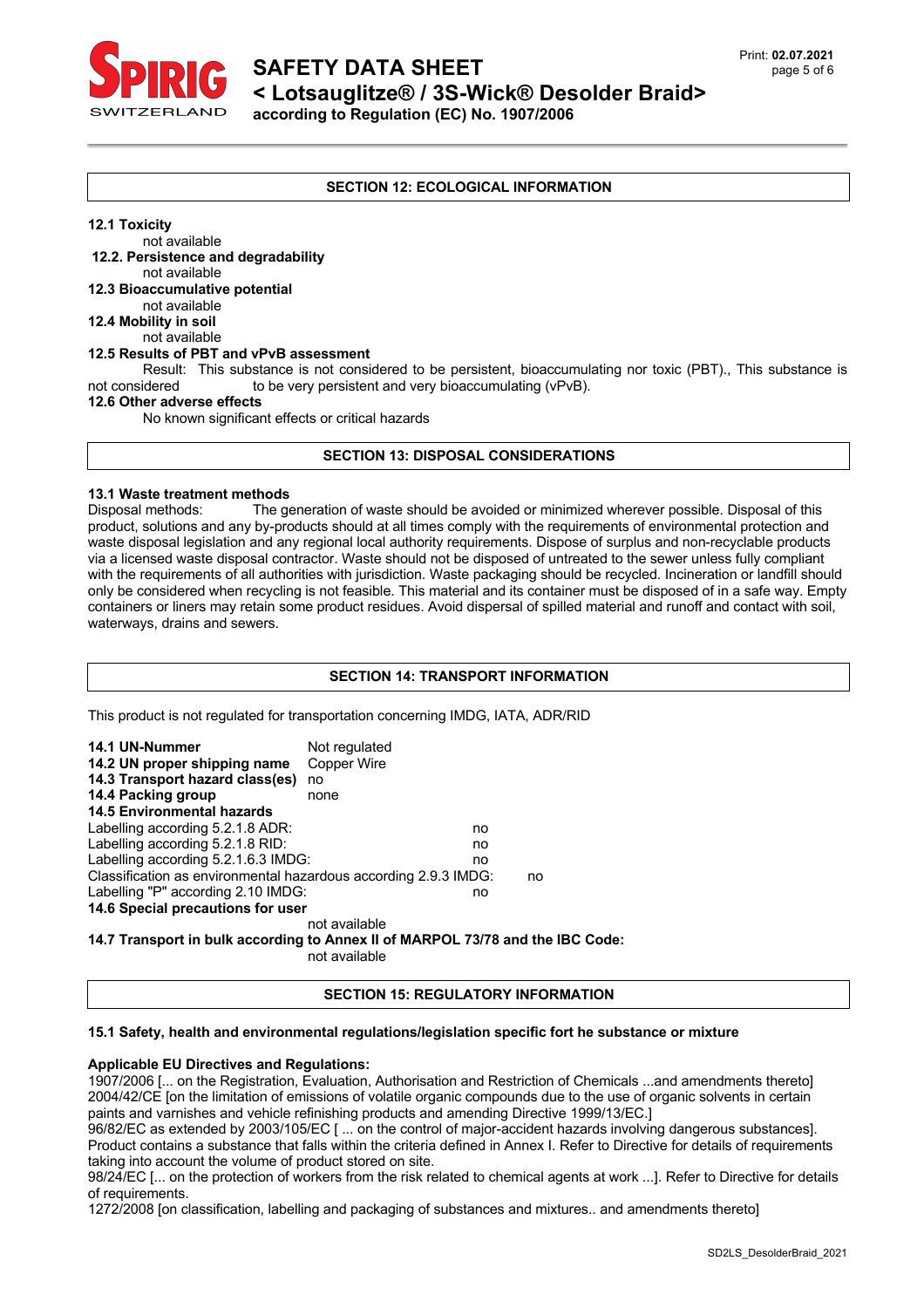## SECTION 12: ECOLOGICAL INFORMATION

**12.1 Toxicity**
not available

**12.2. Persistence and degradability**
not available

**12.3 Bioaccumulative potential**
not available

**12.4 Mobility in soil**
not available

**12.5 Results of PBT and vPvB assessment**
Result: This substance is not considered to be persistent, bioaccumulating nor toxic (PBT)., This substance is not considered to be very persistent and very bioaccumulating (vPvB).

**12.6 Other adverse effects**
No known significant effects or critical hazards

## SECTION 13: DISPOSAL CONSIDERATIONS

**13.1 Waste treatment methods**

Disposal methods: The generation of waste should be avoided or minimized wherever possible. Disposal of this product, solutions and any by-products should at all times comply with the requirements of environmental protection and waste disposal legislation and any regional local authority requirements. Dispose of surplus and non-recyclable products via a licensed waste disposal contractor. Waste should not be disposed of untreated to the sewer unless fully compliant with the requirements of all authorities with jurisdiction. Waste packaging should be recycled. Incineration or landfill should only be considered when recycling is not feasible. This material and its container must be disposed of in a safe way. Empty containers or liners may retain some product residues. Avoid dispersal of spilled material and runoff and contact with soil, waterways, drains and sewers.

## SECTION 14: TRANSPORT INFORMATION

This product is not regulated for transportation concerning IMDG, IATA, ADR/RID

| | |
|---|---|
| **14.1 UN-Nummer** | Not regulated |
| **14.2 UN proper shipping name** | Copper Wire |
| **14.3 Transport hazard class(es)** | no |
| **14.4 Packing group** | none |

**14.5 Environmental hazards**

| | |
|---|---|
| Labelling according 5.2.1.8 ADR: | no |
| Labelling according 5.2.1.8 RID: | no |
| Labelling according 5.2.1.6.3 IMDG: | no |
| Classification as environmental hazardous according 2.9.3 IMDG: | no |
| Labelling "P" according 2.10 IMDG: | no |

**14.6 Special precautions for user**
not available

**14.7 Transport in bulk according to Annex II of MARPOL 73/78 and the IBC Code:**
not available

## SECTION 15: REGULATORY INFORMATION

**15.1 Safety, health and environmental regulations/legislation specific fort he substance or mixture**

**Applicable EU Directives and Regulations:**

1907/2006 [... on the Registration, Evaluation, Authorisation and Restriction of Chemicals ...and amendments thereto]
2004/42/CE [on the limitation of emissions of volatile organic compounds due to the use of organic solvents in certain paints and varnishes and vehicle refinishing products and amending Directive 1999/13/EC.]
96/82/EC as extended by 2003/105/EC [ ... on the control of major-accident hazards involving dangerous substances]. Product contains a substance that falls within the criteria defined in Annex I. Refer to Directive for details of requirements taking into account the volume of product stored on site.
98/24/EC [... on the protection of workers from the risk related to chemical agents at work ...]. Refer to Directive for details of requirements.
1272/2008 [on classification, labelling and packaging of substances and mixtures.. and amendments thereto]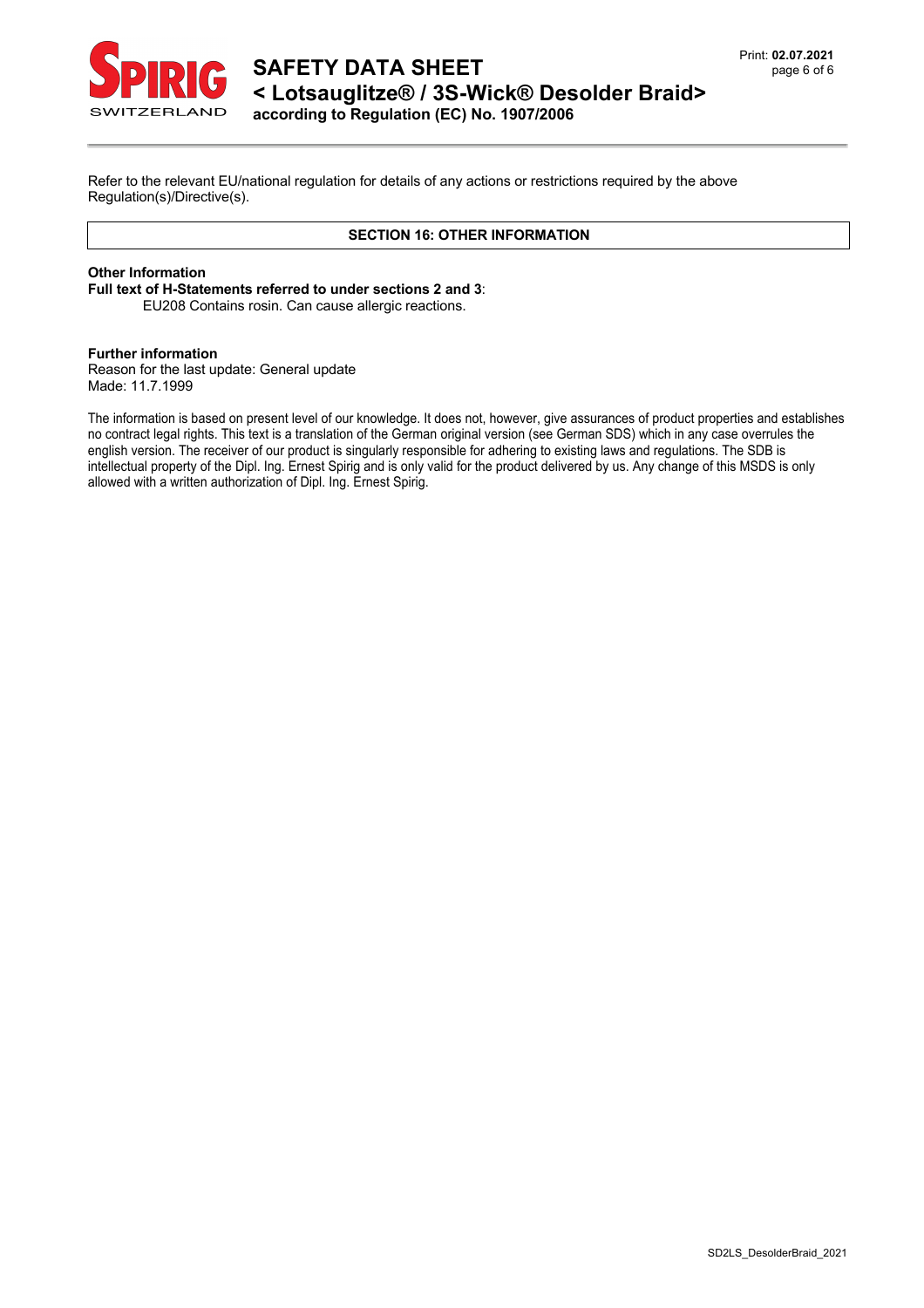Refer to the relevant EU/national regulation for details of any actions or restrictions required by the above Regulation(s)/Directive(s).

## SECTION 16: OTHER INFORMATION

**Other Information**

**Full text of H-Statements referred to under sections 2 and 3**:

EU208 Contains rosin. Can cause allergic reactions.

**Further information**

Reason for the last update: General update

Made: 11.7.1999

The information is based on present level of our knowledge. It does not, however, give assurances of product properties and establishes no contract legal rights. This text is a translation of the German original version (see German SDS) which in any case overrules the english version. The receiver of our product is singularly responsible for adhering to existing laws and regulations. The SDB is intellectual property of the Dipl. Ing. Ernest Spirig and is only valid for the product delivered by us. Any change of this MSDS is only allowed with a written authorization of Dipl. Ing. Ernest Spirig.